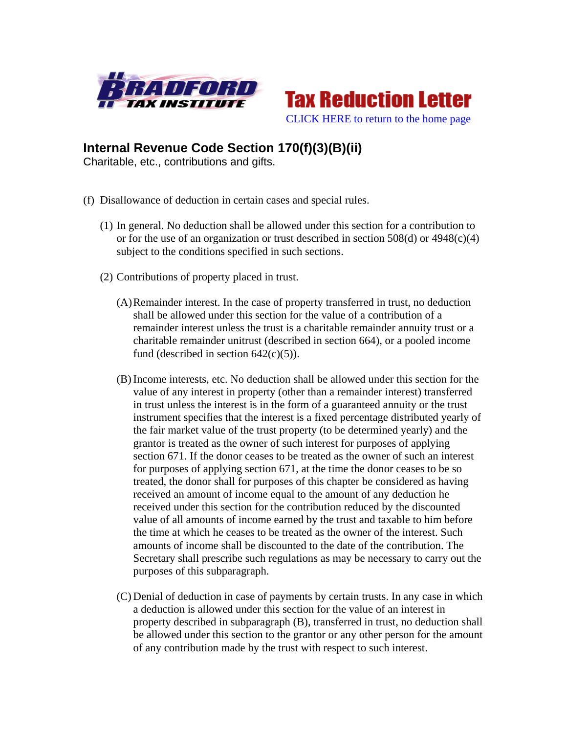Bradford Tax Institute

Tax Reduction Letter

CLICK HERE to return to the home page

## Internal Revenue Code Section 170(f)(3)(B)(ii)

Charitable, etc., contributions and gifts.

(f) Disallowance of deduction in certain cases and special rules.

(1) In general. No deduction shall be allowed under this section for a contribution to or for the use of an organization or trust described in section 508(d) or 4948(c)(4) subject to the conditions specified in such sections.

(2) Contributions of property placed in trust.

(A) Remainder interest. In the case of property transferred in trust, no deduction shall be allowed under this section for the value of a contribution of a remainder interest unless the trust is a charitable remainder annuity trust or a charitable remainder unitrust (described in section 664), or a pooled income fund (described in section 642(c)(5)).

(B) Income interests, etc. No deduction shall be allowed under this section for the value of any interest in property (other than a remainder interest) transferred in trust unless the interest is in the form of a guaranteed annuity or the trust instrument specifies that the interest is a fixed percentage distributed yearly of the fair market value of the trust property (to be determined yearly) and the grantor is treated as the owner of such interest for purposes of applying section 671. If the donor ceases to be treated as the owner of such an interest for purposes of applying section 671, at the time the donor ceases to be so treated, the donor shall for purposes of this chapter be considered as having received an amount of income equal to the amount of any deduction he received under this section for the contribution reduced by the discounted value of all amounts of income earned by the trust and taxable to him before the time at which he ceases to be treated as the owner of the interest. Such amounts of income shall be discounted to the date of the contribution. The Secretary shall prescribe such regulations as may be necessary to carry out the purposes of this subparagraph.

(C) Denial of deduction in case of payments by certain trusts. In any case in which a deduction is allowed under this section for the value of an interest in property described in subparagraph (B), transferred in trust, no deduction shall be allowed under this section to the grantor or any other person for the amount of any contribution made by the trust with respect to such interest.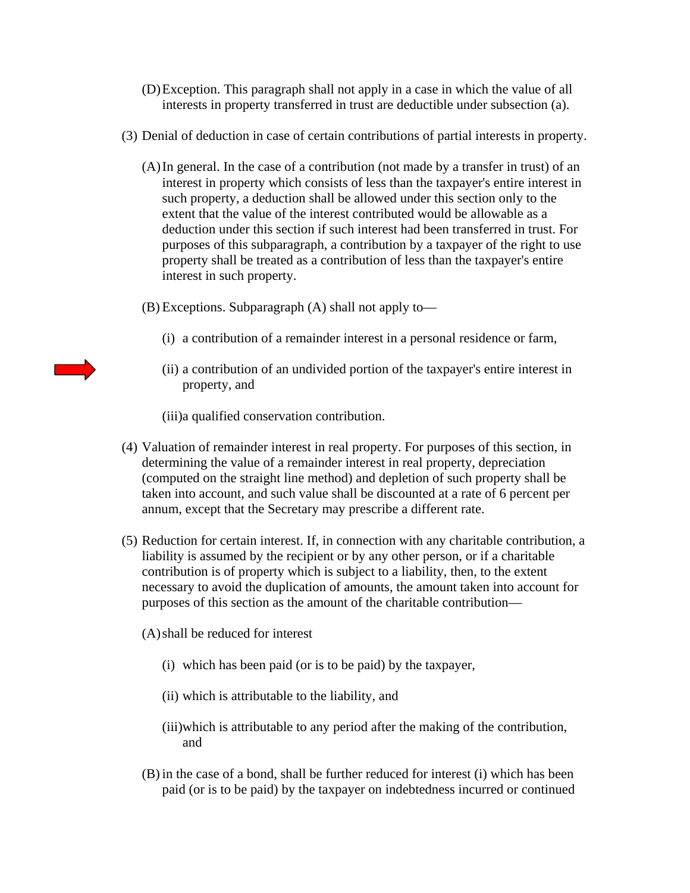(D) Exception. This paragraph shall not apply in a case in which the value of all interests in property transferred in trust are deductible under subsection (a).

(3) Denial of deduction in case of certain contributions of partial interests in property.

(A) In general. In the case of a contribution (not made by a transfer in trust) of an interest in property which consists of less than the taxpayer's entire interest in such property, a deduction shall be allowed under this section only to the extent that the value of the interest contributed would be allowable as a deduction under this section if such interest had been transferred in trust. For purposes of this subparagraph, a contribution by a taxpayer of the right to use property shall be treated as a contribution of less than the taxpayer's entire interest in such property.

(B) Exceptions. Subparagraph (A) shall not apply to—

(i) a contribution of a remainder interest in a personal residence or farm,

(ii) a contribution of an undivided portion of the taxpayer's entire interest in property, and

(iii) a qualified conservation contribution.

(4) Valuation of remainder interest in real property. For purposes of this section, in determining the value of a remainder interest in real property, depreciation (computed on the straight line method) and depletion of such property shall be taken into account, and such value shall be discounted at a rate of 6 percent per annum, except that the Secretary may prescribe a different rate.

(5) Reduction for certain interest. If, in connection with any charitable contribution, a liability is assumed by the recipient or by any other person, or if a charitable contribution is of property which is subject to a liability, then, to the extent necessary to avoid the duplication of amounts, the amount taken into account for purposes of this section as the amount of the charitable contribution—

(A) shall be reduced for interest

(i) which has been paid (or is to be paid) by the taxpayer,

(ii) which is attributable to the liability, and

(iii) which is attributable to any period after the making of the contribution, and

(B) in the case of a bond, shall be further reduced for interest (i) which has been paid (or is to be paid) by the taxpayer on indebtedness incurred or continued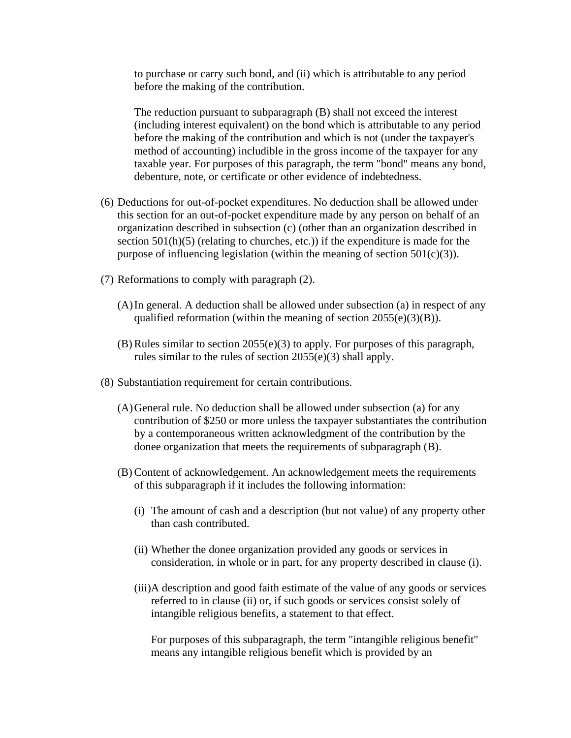to purchase or carry such bond, and (ii) which is attributable to any period before the making of the contribution.

The reduction pursuant to subparagraph (B) shall not exceed the interest (including interest equivalent) on the bond which is attributable to any period before the making of the contribution and which is not (under the taxpayer's method of accounting) includible in the gross income of the taxpayer for any taxable year. For purposes of this paragraph, the term "bond" means any bond, debenture, note, or certificate or other evidence of indebtedness.

(6) Deductions for out-of-pocket expenditures. No deduction shall be allowed under this section for an out-of-pocket expenditure made by any person on behalf of an organization described in subsection (c) (other than an organization described in section 501(h)(5) (relating to churches, etc.)) if the expenditure is made for the purpose of influencing legislation (within the meaning of section 501(c)(3)).

(7) Reformations to comply with paragraph (2).

(A) In general. A deduction shall be allowed under subsection (a) in respect of any qualified reformation (within the meaning of section 2055(e)(3)(B)).

(B) Rules similar to section 2055(e)(3) to apply. For purposes of this paragraph, rules similar to the rules of section 2055(e)(3) shall apply.

(8) Substantiation requirement for certain contributions.

(A) General rule. No deduction shall be allowed under subsection (a) for any contribution of $250 or more unless the taxpayer substantiates the contribution by a contemporaneous written acknowledgment of the contribution by the donee organization that meets the requirements of subparagraph (B).

(B) Content of acknowledgement. An acknowledgement meets the requirements of this subparagraph if it includes the following information:

(i) The amount of cash and a description (but not value) of any property other than cash contributed.

(ii) Whether the donee organization provided any goods or services in consideration, in whole or in part, for any property described in clause (i).

(iii) A description and good faith estimate of the value of any goods or services referred to in clause (ii) or, if such goods or services consist solely of intangible religious benefits, a statement to that effect.

For purposes of this subparagraph, the term "intangible religious benefit" means any intangible religious benefit which is provided by an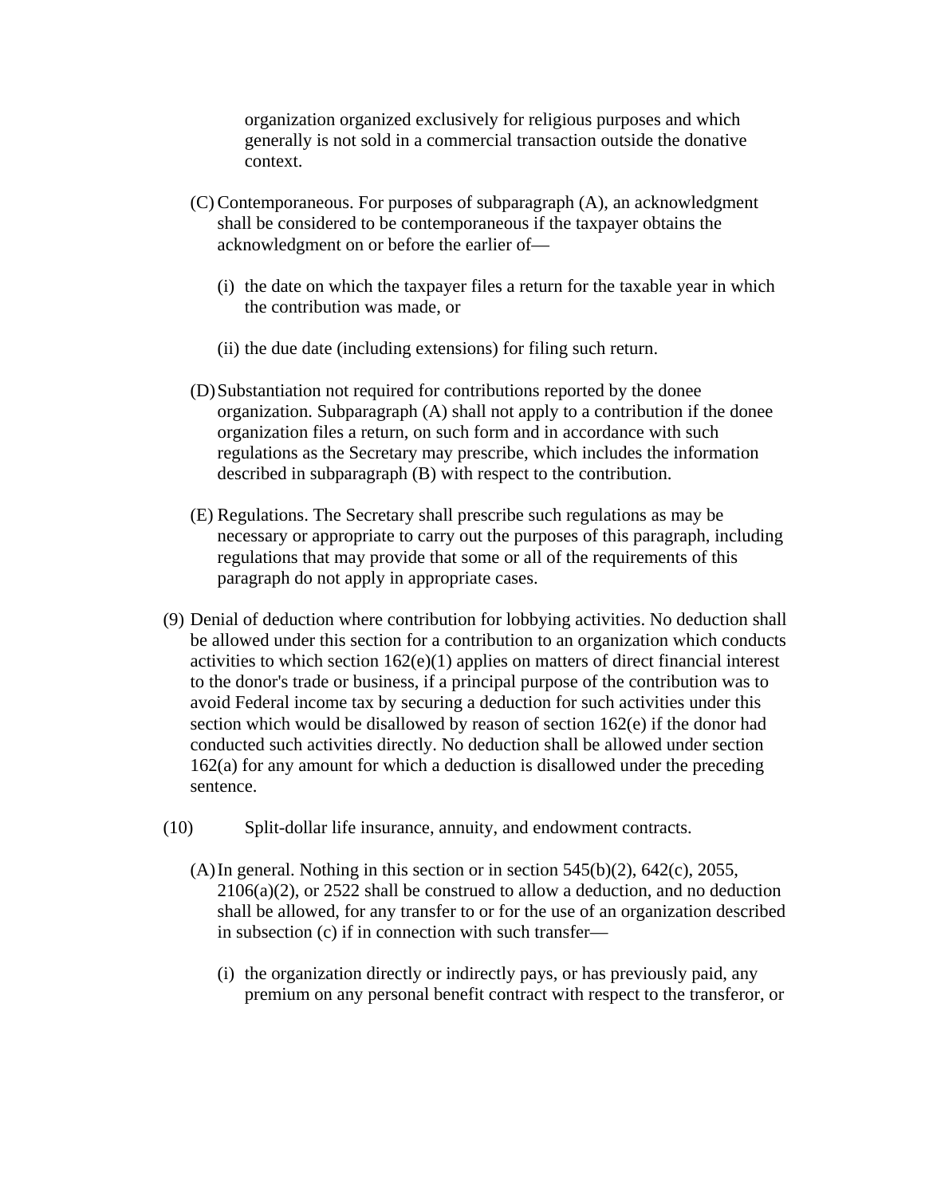organization organized exclusively for religious purposes and which generally is not sold in a commercial transaction outside the donative context.

(C) Contemporaneous. For purposes of subparagraph (A), an acknowledgment shall be considered to be contemporaneous if the taxpayer obtains the acknowledgment on or before the earlier of—

(i) the date on which the taxpayer files a return for the taxable year in which the contribution was made, or

(ii) the due date (including extensions) for filing such return.

(D) Substantiation not required for contributions reported by the donee organization. Subparagraph (A) shall not apply to a contribution if the donee organization files a return, on such form and in accordance with such regulations as the Secretary may prescribe, which includes the information described in subparagraph (B) with respect to the contribution.

(E) Regulations. The Secretary shall prescribe such regulations as may be necessary or appropriate to carry out the purposes of this paragraph, including regulations that may provide that some or all of the requirements of this paragraph do not apply in appropriate cases.

(9) Denial of deduction where contribution for lobbying activities. No deduction shall be allowed under this section for a contribution to an organization which conducts activities to which section 162(e)(1) applies on matters of direct financial interest to the donor's trade or business, if a principal purpose of the contribution was to avoid Federal income tax by securing a deduction for such activities under this section which would be disallowed by reason of section 162(e) if the donor had conducted such activities directly. No deduction shall be allowed under section 162(a) for any amount for which a deduction is disallowed under the preceding sentence.

(10) Split-dollar life insurance, annuity, and endowment contracts.

(A) In general. Nothing in this section or in section 545(b)(2), 642(c), 2055, 2106(a)(2), or 2522 shall be construed to allow a deduction, and no deduction shall be allowed, for any transfer to or for the use of an organization described in subsection (c) if in connection with such transfer—

(i) the organization directly or indirectly pays, or has previously paid, any premium on any personal benefit contract with respect to the transferor, or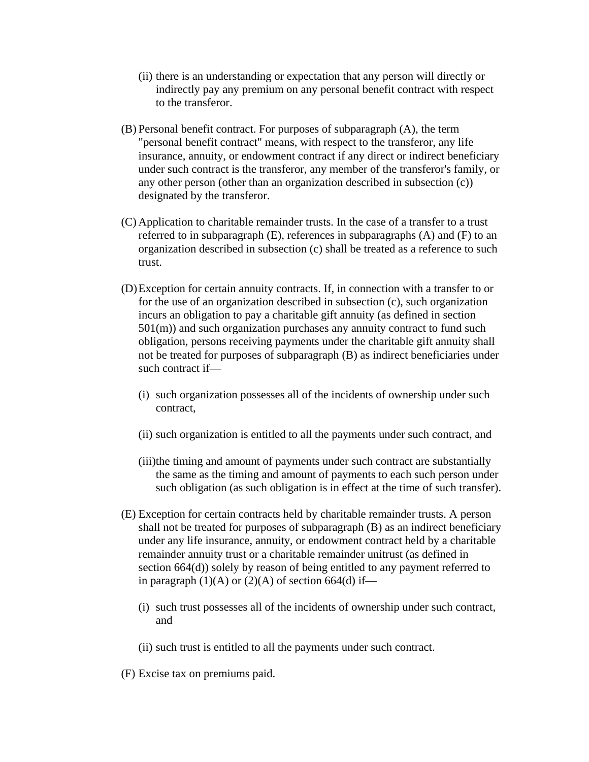(ii) there is an understanding or expectation that any person will directly or indirectly pay any premium on any personal benefit contract with respect to the transferor.

(B) Personal benefit contract. For purposes of subparagraph (A), the term "personal benefit contract" means, with respect to the transferor, any life insurance, annuity, or endowment contract if any direct or indirect beneficiary under such contract is the transferor, any member of the transferor's family, or any other person (other than an organization described in subsection (c)) designated by the transferor.

(C) Application to charitable remainder trusts. In the case of a transfer to a trust referred to in subparagraph (E), references in subparagraphs (A) and (F) to an organization described in subsection (c) shall be treated as a reference to such trust.

(D) Exception for certain annuity contracts. If, in connection with a transfer to or for the use of an organization described in subsection (c), such organization incurs an obligation to pay a charitable gift annuity (as defined in section 501(m)) and such organization purchases any annuity contract to fund such obligation, persons receiving payments under the charitable gift annuity shall not be treated for purposes of subparagraph (B) as indirect beneficiaries under such contract if—

(i) such organization possesses all of the incidents of ownership under such contract,

(ii) such organization is entitled to all the payments under such contract, and

(iii) the timing and amount of payments under such contract are substantially the same as the timing and amount of payments to each such person under such obligation (as such obligation is in effect at the time of such transfer).

(E) Exception for certain contracts held by charitable remainder trusts. A person shall not be treated for purposes of subparagraph (B) as an indirect beneficiary under any life insurance, annuity, or endowment contract held by a charitable remainder annuity trust or a charitable remainder unitrust (as defined in section 664(d)) solely by reason of being entitled to any payment referred to in paragraph (1)(A) or (2)(A) of section 664(d) if—

(i) such trust possesses all of the incidents of ownership under such contract, and

(ii) such trust is entitled to all the payments under such contract.

(F) Excise tax on premiums paid.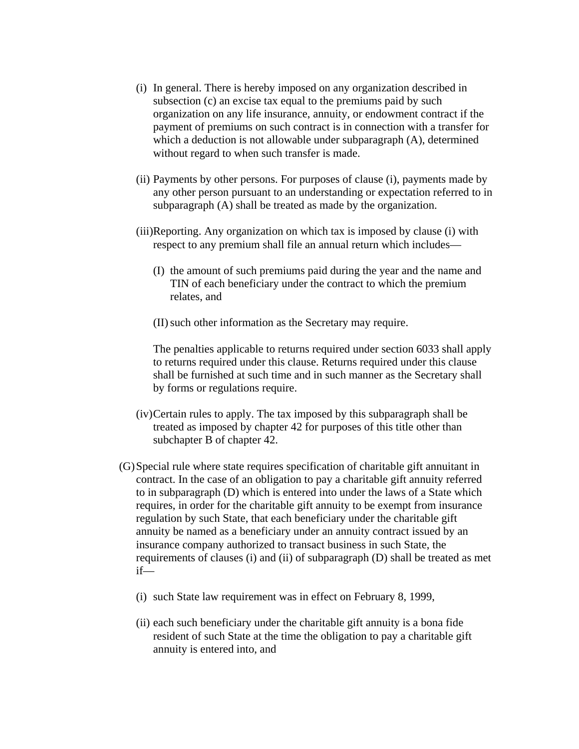(i) In general. There is hereby imposed on any organization described in subsection (c) an excise tax equal to the premiums paid by such organization on any life insurance, annuity, or endowment contract if the payment of premiums on such contract is in connection with a transfer for which a deduction is not allowable under subparagraph (A), determined without regard to when such transfer is made.

(ii) Payments by other persons. For purposes of clause (i), payments made by any other person pursuant to an understanding or expectation referred to in subparagraph (A) shall be treated as made by the organization.

(iii) Reporting. Any organization on which tax is imposed by clause (i) with respect to any premium shall file an annual return which includes—

(I) the amount of such premiums paid during the year and the name and TIN of each beneficiary under the contract to which the premium relates, and

(II) such other information as the Secretary may require.

The penalties applicable to returns required under section 6033 shall apply to returns required under this clause. Returns required under this clause shall be furnished at such time and in such manner as the Secretary shall by forms or regulations require.

(iv) Certain rules to apply. The tax imposed by this subparagraph shall be treated as imposed by chapter 42 for purposes of this title other than subchapter B of chapter 42.

(G) Special rule where state requires specification of charitable gift annuitant in contract. In the case of an obligation to pay a charitable gift annuity referred to in subparagraph (D) which is entered into under the laws of a State which requires, in order for the charitable gift annuity to be exempt from insurance regulation by such State, that each beneficiary under the charitable gift annuity be named as a beneficiary under an annuity contract issued by an insurance company authorized to transact business in such State, the requirements of clauses (i) and (ii) of subparagraph (D) shall be treated as met if—

(i) such State law requirement was in effect on February 8, 1999,

(ii) each such beneficiary under the charitable gift annuity is a bona fide resident of such State at the time the obligation to pay a charitable gift annuity is entered into, and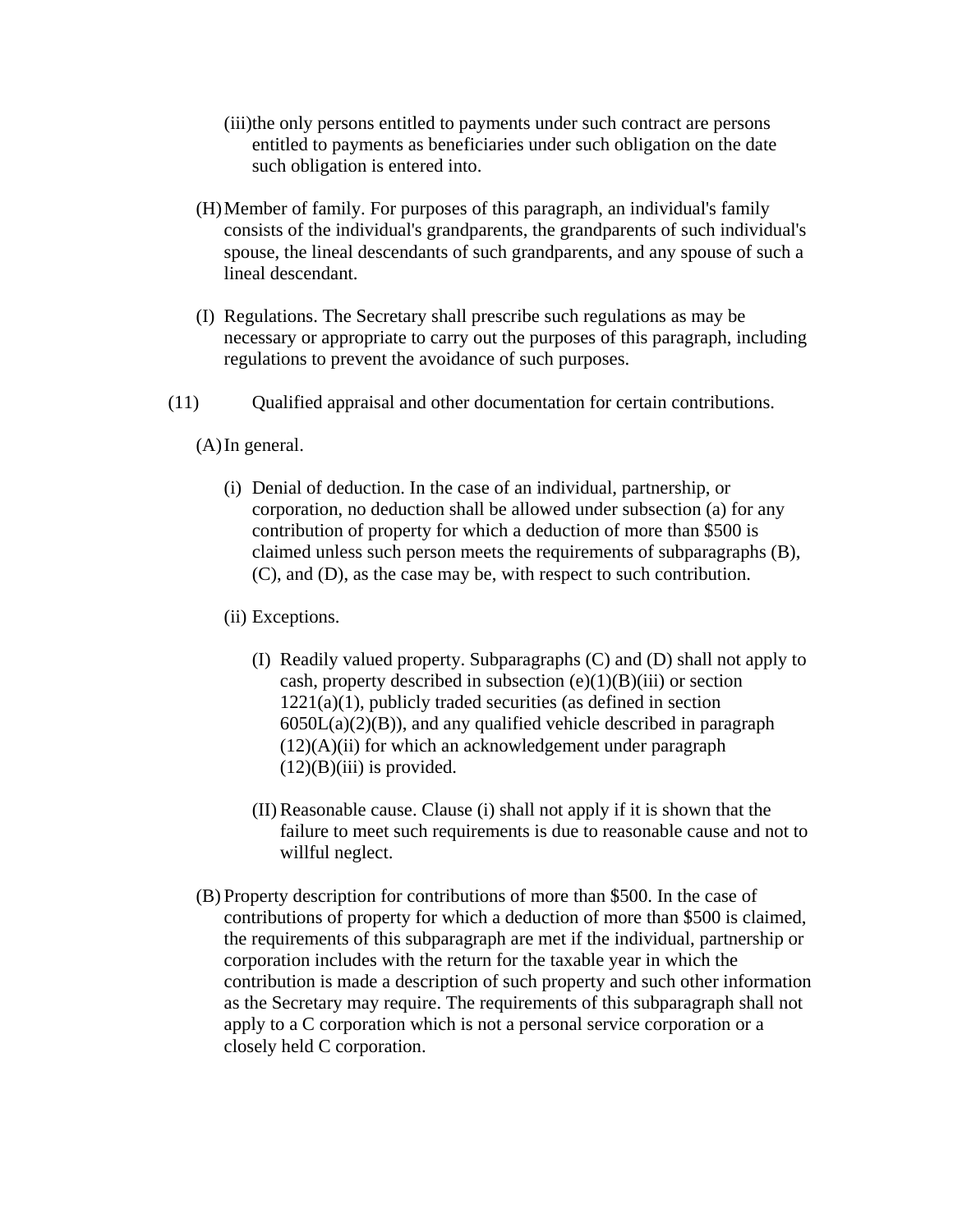(iii) the only persons entitled to payments under such contract are persons entitled to payments as beneficiaries under such obligation on the date such obligation is entered into.

(H) Member of family. For purposes of this paragraph, an individual's family consists of the individual's grandparents, the grandparents of such individual's spouse, the lineal descendants of such grandparents, and any spouse of such a lineal descendant.

(I) Regulations. The Secretary shall prescribe such regulations as may be necessary or appropriate to carry out the purposes of this paragraph, including regulations to prevent the avoidance of such purposes.

(11) Qualified appraisal and other documentation for certain contributions.

(A) In general.

(i) Denial of deduction. In the case of an individual, partnership, or corporation, no deduction shall be allowed under subsection (a) for any contribution of property for which a deduction of more than $500 is claimed unless such person meets the requirements of subparagraphs (B), (C), and (D), as the case may be, with respect to such contribution.

(ii) Exceptions.

(I) Readily valued property. Subparagraphs (C) and (D) shall not apply to cash, property described in subsection (e)(1)(B)(iii) or section 1221(a)(1), publicly traded securities (as defined in section 6050L(a)(2)(B)), and any qualified vehicle described in paragraph (12)(A)(ii) for which an acknowledgement under paragraph (12)(B)(iii) is provided.

(II) Reasonable cause. Clause (i) shall not apply if it is shown that the failure to meet such requirements is due to reasonable cause and not to willful neglect.

(B) Property description for contributions of more than $500. In the case of contributions of property for which a deduction of more than $500 is claimed, the requirements of this subparagraph are met if the individual, partnership or corporation includes with the return for the taxable year in which the contribution is made a description of such property and such other information as the Secretary may require. The requirements of this subparagraph shall not apply to a C corporation which is not a personal service corporation or a closely held C corporation.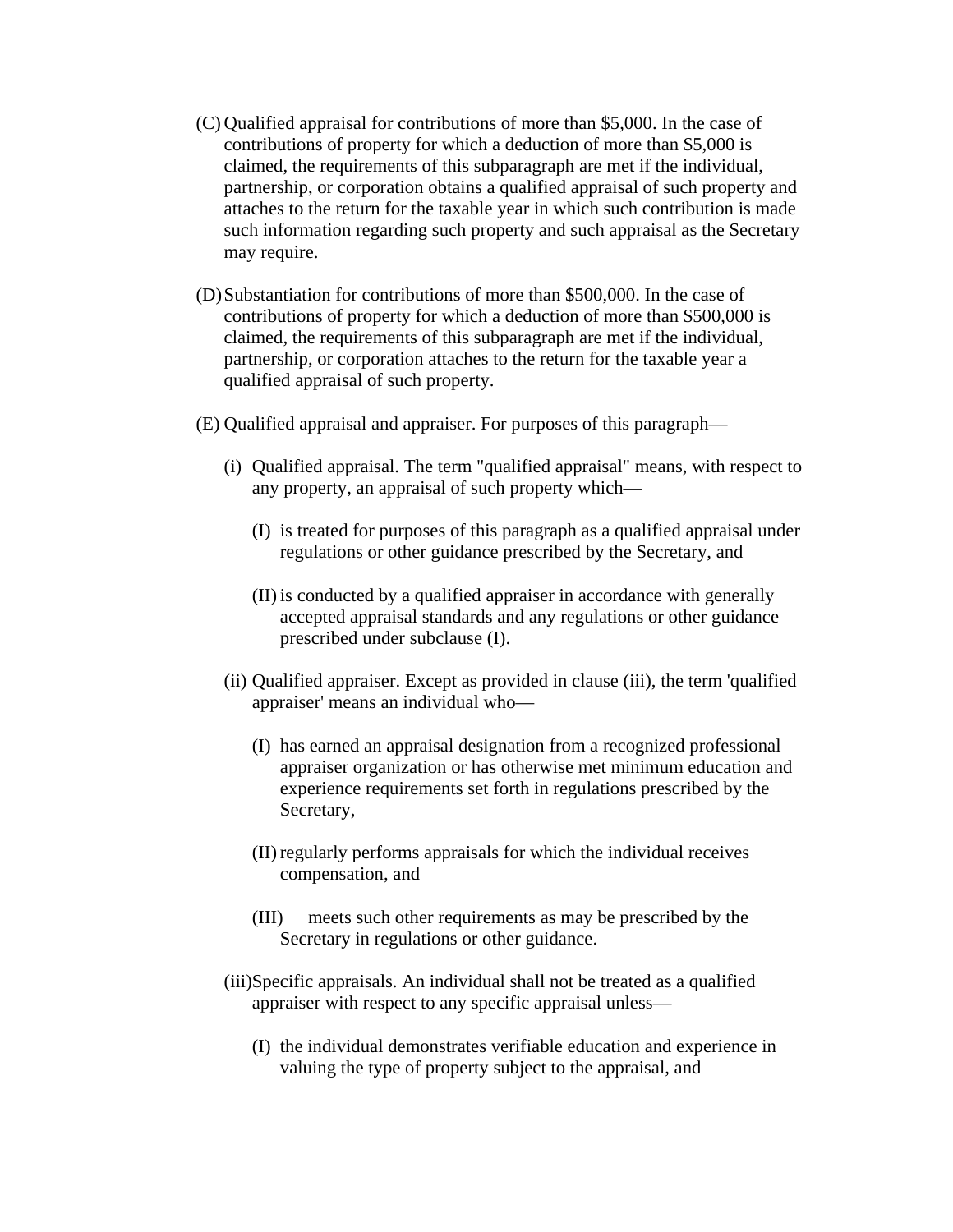(C) Qualified appraisal for contributions of more than $5,000. In the case of contributions of property for which a deduction of more than $5,000 is claimed, the requirements of this subparagraph are met if the individual, partnership, or corporation obtains a qualified appraisal of such property and attaches to the return for the taxable year in which such contribution is made such information regarding such property and such appraisal as the Secretary may require.

(D) Substantiation for contributions of more than $500,000. In the case of contributions of property for which a deduction of more than $500,000 is claimed, the requirements of this subparagraph are met if the individual, partnership, or corporation attaches to the return for the taxable year a qualified appraisal of such property.

(E) Qualified appraisal and appraiser. For purposes of this paragraph—

- (i) Qualified appraisal. The term "qualified appraisal" means, with respect to any property, an appraisal of such property which—

    - (I) is treated for purposes of this paragraph as a qualified appraisal under regulations or other guidance prescribed by the Secretary, and

    - (II) is conducted by a qualified appraiser in accordance with generally accepted appraisal standards and any regulations or other guidance prescribed under subclause (I).

- (ii) Qualified appraiser. Except as provided in clause (iii), the term 'qualified appraiser' means an individual who—

    - (I) has earned an appraisal designation from a recognized professional appraiser organization or has otherwise met minimum education and experience requirements set forth in regulations prescribed by the Secretary,

    - (II) regularly performs appraisals for which the individual receives compensation, and

    - (III) meets such other requirements as may be prescribed by the Secretary in regulations or other guidance.

- (iii) Specific appraisals. An individual shall not be treated as a qualified appraiser with respect to any specific appraisal unless—

    - (I) the individual demonstrates verifiable education and experience in valuing the type of property subject to the appraisal, and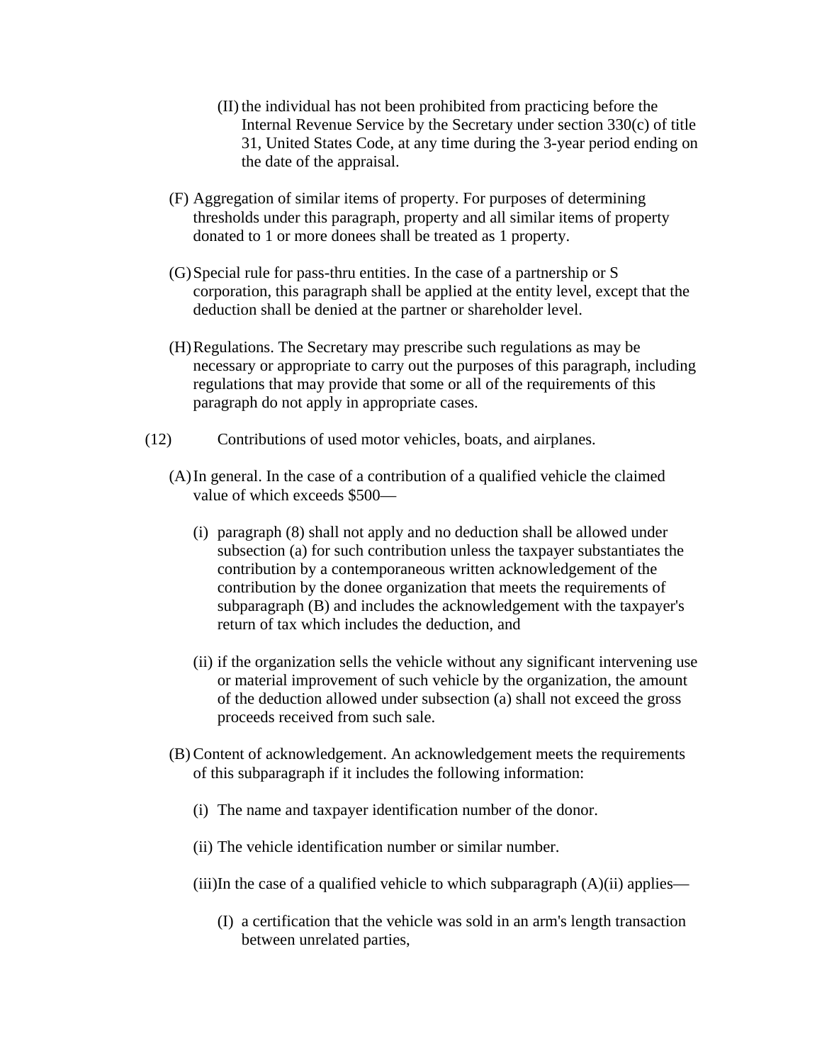(II) the individual has not been prohibited from practicing before the Internal Revenue Service by the Secretary under section 330(c) of title 31, United States Code, at any time during the 3-year period ending on the date of the appraisal.

(F) Aggregation of similar items of property. For purposes of determining thresholds under this paragraph, property and all similar items of property donated to 1 or more donees shall be treated as 1 property.

(G) Special rule for pass-thru entities. In the case of a partnership or S corporation, this paragraph shall be applied at the entity level, except that the deduction shall be denied at the partner or shareholder level.

(H) Regulations. The Secretary may prescribe such regulations as may be necessary or appropriate to carry out the purposes of this paragraph, including regulations that may provide that some or all of the requirements of this paragraph do not apply in appropriate cases.

(12) Contributions of used motor vehicles, boats, and airplanes.

(A) In general. In the case of a contribution of a qualified vehicle the claimed value of which exceeds $500—

(i) paragraph (8) shall not apply and no deduction shall be allowed under subsection (a) for such contribution unless the taxpayer substantiates the contribution by a contemporaneous written acknowledgement of the contribution by the donee organization that meets the requirements of subparagraph (B) and includes the acknowledgement with the taxpayer's return of tax which includes the deduction, and

(ii) if the organization sells the vehicle without any significant intervening use or material improvement of such vehicle by the organization, the amount of the deduction allowed under subsection (a) shall not exceed the gross proceeds received from such sale.

(B) Content of acknowledgement. An acknowledgement meets the requirements of this subparagraph if it includes the following information:

(i) The name and taxpayer identification number of the donor.

(ii) The vehicle identification number or similar number.

(iii) In the case of a qualified vehicle to which subparagraph (A)(ii) applies—

(I) a certification that the vehicle was sold in an arm's length transaction between unrelated parties,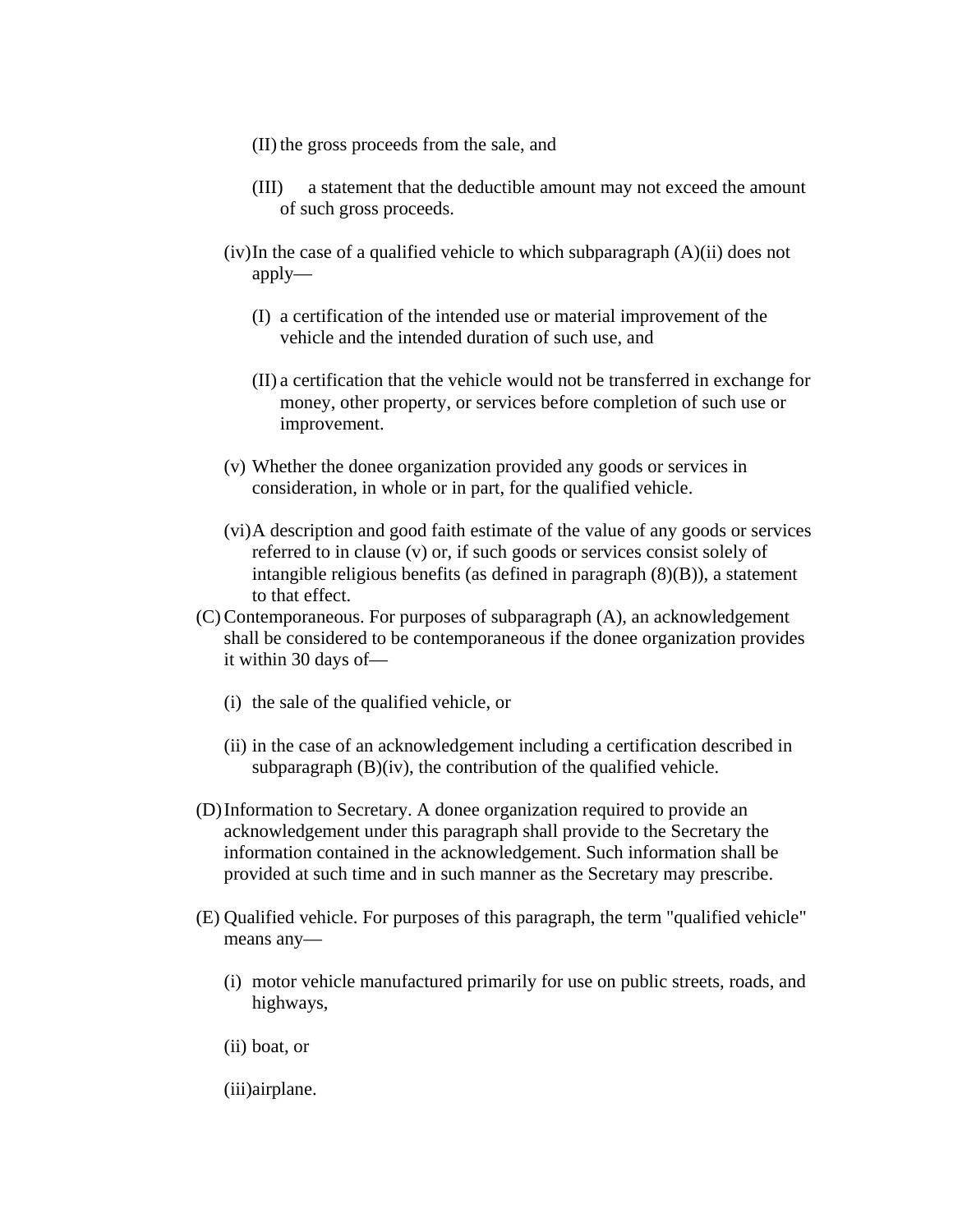(II) the gross proceeds from the sale, and

(III) a statement that the deductible amount may not exceed the amount of such gross proceeds.

(iv) In the case of a qualified vehicle to which subparagraph (A)(ii) does not apply—

(I) a certification of the intended use or material improvement of the vehicle and the intended duration of such use, and

(II) a certification that the vehicle would not be transferred in exchange for money, other property, or services before completion of such use or improvement.

(v) Whether the donee organization provided any goods or services in consideration, in whole or in part, for the qualified vehicle.

(vi) A description and good faith estimate of the value of any goods or services referred to in clause (v) or, if such goods or services consist solely of intangible religious benefits (as defined in paragraph (8)(B)), a statement to that effect.

(C) Contemporaneous. For purposes of subparagraph (A), an acknowledgement shall be considered to be contemporaneous if the donee organization provides it within 30 days of—

(i) the sale of the qualified vehicle, or

(ii) in the case of an acknowledgement including a certification described in subparagraph (B)(iv), the contribution of the qualified vehicle.

(D) Information to Secretary. A donee organization required to provide an acknowledgement under this paragraph shall provide to the Secretary the information contained in the acknowledgement. Such information shall be provided at such time and in such manner as the Secretary may prescribe.

(E) Qualified vehicle. For purposes of this paragraph, the term "qualified vehicle" means any—

(i) motor vehicle manufactured primarily for use on public streets, roads, and highways,

(ii) boat, or

(iii) airplane.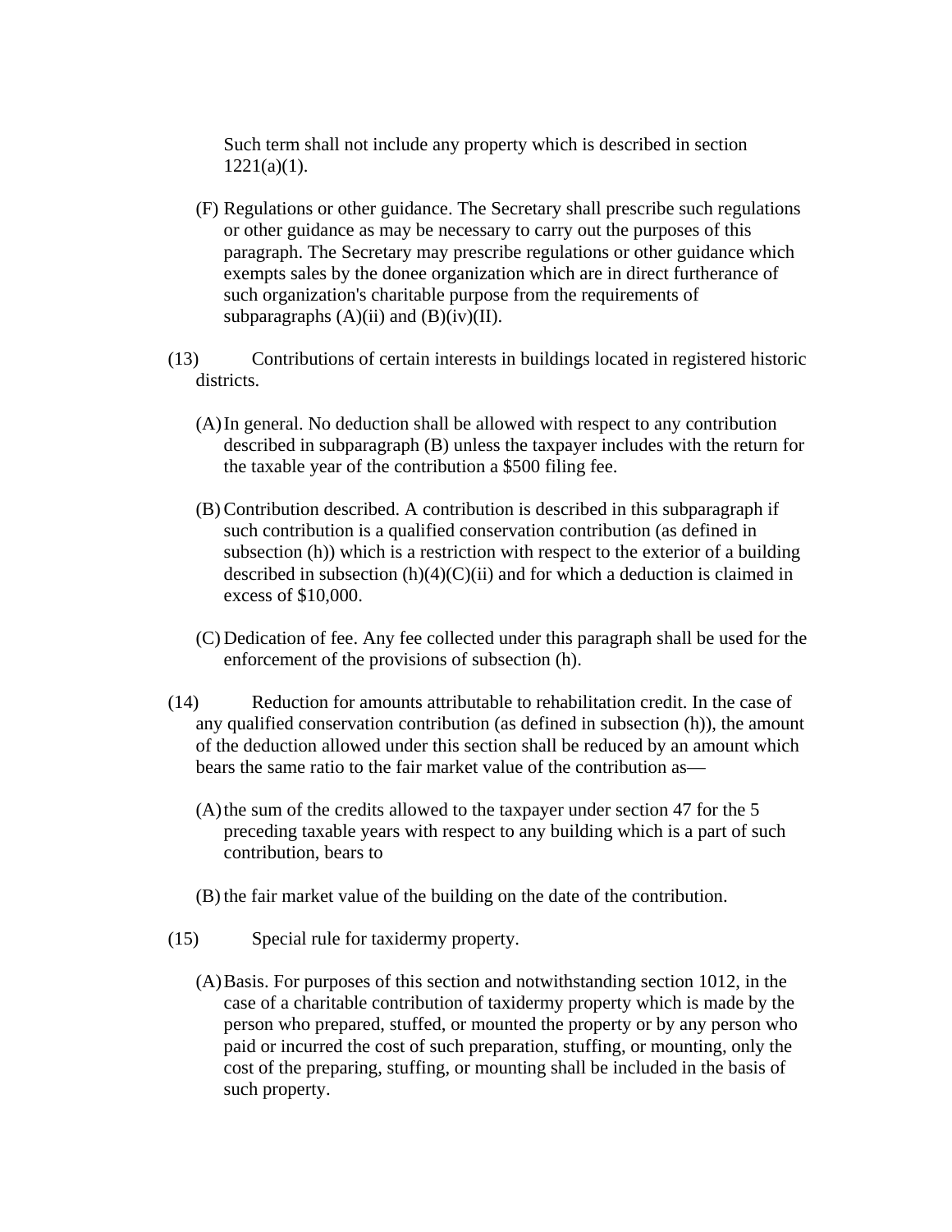Such term shall not include any property which is described in section 1221(a)(1).

(F) Regulations or other guidance. The Secretary shall prescribe such regulations or other guidance as may be necessary to carry out the purposes of this paragraph. The Secretary may prescribe regulations or other guidance which exempts sales by the donee organization which are in direct furtherance of such organization's charitable purpose from the requirements of subparagraphs (A)(ii) and (B)(iv)(II).

(13) Contributions of certain interests in buildings located in registered historic districts.

(A) In general. No deduction shall be allowed with respect to any contribution described in subparagraph (B) unless the taxpayer includes with the return for the taxable year of the contribution a $500 filing fee.

(B) Contribution described. A contribution is described in this subparagraph if such contribution is a qualified conservation contribution (as defined in subsection (h)) which is a restriction with respect to the exterior of a building described in subsection (h)(4)(C)(ii) and for which a deduction is claimed in excess of $10,000.

(C) Dedication of fee. Any fee collected under this paragraph shall be used for the enforcement of the provisions of subsection (h).

(14) Reduction for amounts attributable to rehabilitation credit. In the case of any qualified conservation contribution (as defined in subsection (h)), the amount of the deduction allowed under this section shall be reduced by an amount which bears the same ratio to the fair market value of the contribution as—

(A) the sum of the credits allowed to the taxpayer under section 47 for the 5 preceding taxable years with respect to any building which is a part of such contribution, bears to

(B) the fair market value of the building on the date of the contribution.

(15) Special rule for taxidermy property.

(A) Basis. For purposes of this section and notwithstanding section 1012, in the case of a charitable contribution of taxidermy property which is made by the person who prepared, stuffed, or mounted the property or by any person who paid or incurred the cost of such preparation, stuffing, or mounting, only the cost of the preparing, stuffing, or mounting shall be included in the basis of such property.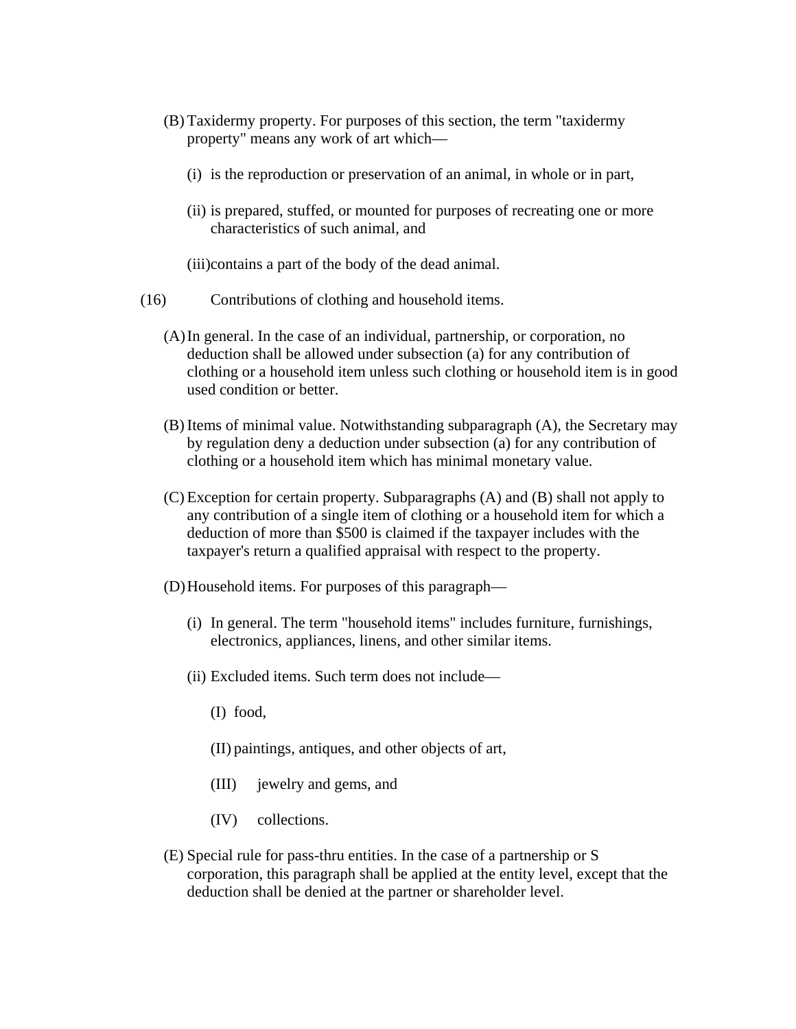(B) Taxidermy property. For purposes of this section, the term "taxidermy property" means any work of art which—

(i) is the reproduction or preservation of an animal, in whole or in part,

(ii) is prepared, stuffed, or mounted for purposes of recreating one or more characteristics of such animal, and

(iii) contains a part of the body of the dead animal.

(16) Contributions of clothing and household items.

(A) In general. In the case of an individual, partnership, or corporation, no deduction shall be allowed under subsection (a) for any contribution of clothing or a household item unless such clothing or household item is in good used condition or better.

(B) Items of minimal value. Notwithstanding subparagraph (A), the Secretary may by regulation deny a deduction under subsection (a) for any contribution of clothing or a household item which has minimal monetary value.

(C) Exception for certain property. Subparagraphs (A) and (B) shall not apply to any contribution of a single item of clothing or a household item for which a deduction of more than $500 is claimed if the taxpayer includes with the taxpayer's return a qualified appraisal with respect to the property.

(D) Household items. For purposes of this paragraph—

(i) In general. The term "household items" includes furniture, furnishings, electronics, appliances, linens, and other similar items.

(ii) Excluded items. Such term does not include—

(I) food,

(II) paintings, antiques, and other objects of art,

(III) jewelry and gems, and

(IV) collections.

(E) Special rule for pass-thru entities. In the case of a partnership or S corporation, this paragraph shall be applied at the entity level, except that the deduction shall be denied at the partner or shareholder level.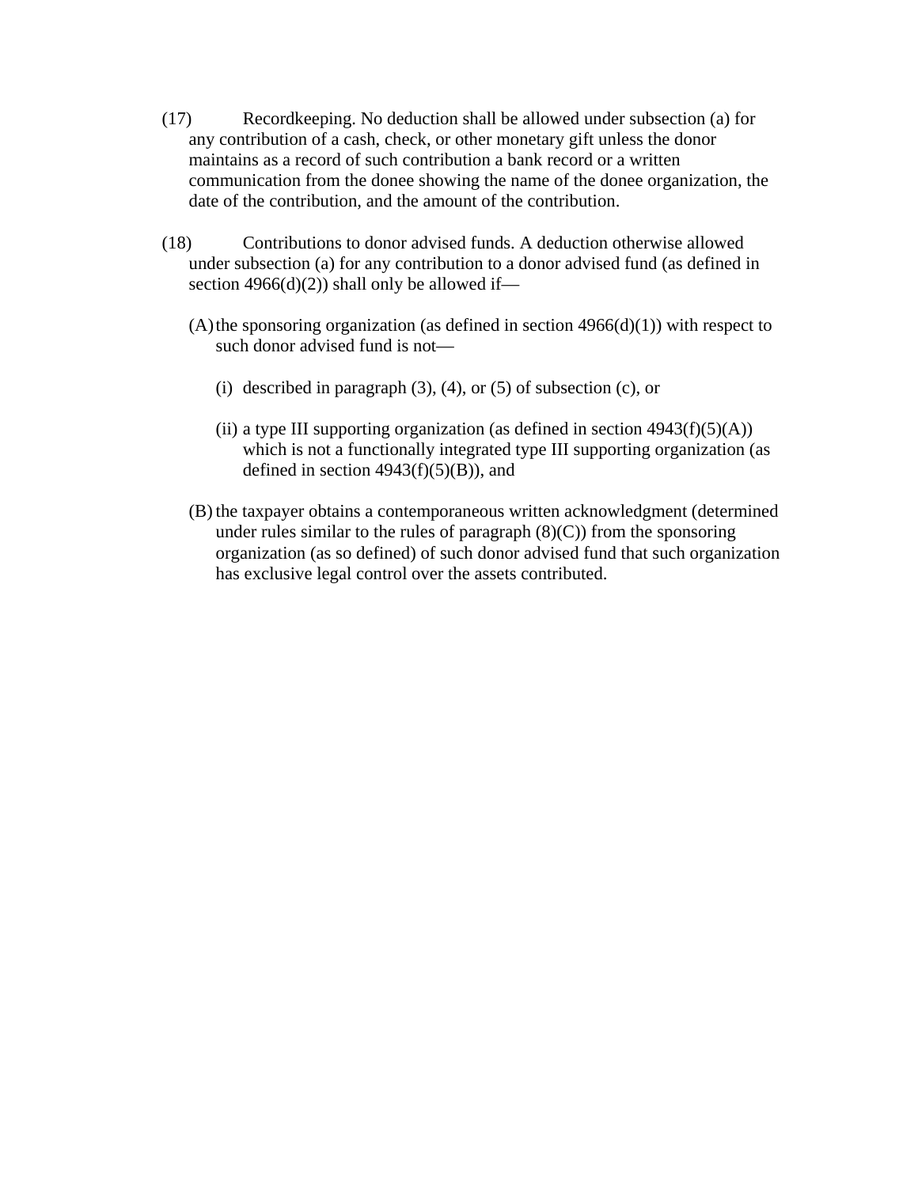(17) Recordkeeping. No deduction shall be allowed under subsection (a) for any contribution of a cash, check, or other monetary gift unless the donor maintains as a record of such contribution a bank record or a written communication from the donee showing the name of the donee organization, the date of the contribution, and the amount of the contribution.

(18) Contributions to donor advised funds. A deduction otherwise allowed under subsection (a) for any contribution to a donor advised fund (as defined in section 4966(d)(2)) shall only be allowed if—

(A) the sponsoring organization (as defined in section 4966(d)(1)) with respect to such donor advised fund is not—

(i) described in paragraph (3), (4), or (5) of subsection (c), or

(ii) a type III supporting organization (as defined in section 4943(f)(5)(A)) which is not a functionally integrated type III supporting organization (as defined in section 4943(f)(5)(B)), and

(B) the taxpayer obtains a contemporaneous written acknowledgment (determined under rules similar to the rules of paragraph (8)(C)) from the sponsoring organization (as so defined) of such donor advised fund that such organization has exclusive legal control over the assets contributed.